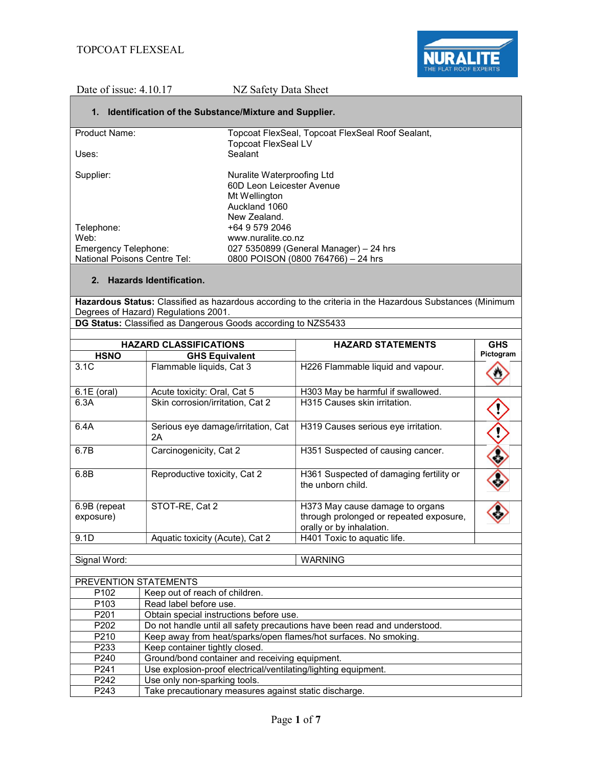TOPCOAT FLEXSEAL

Date of issue: 4.10.17 NZ Safety Data Sheet

## 1. Identification of the Substance/Mixture and Supplier.

| | |
|---|---|
| Product Name: | Topcoat FlexSeal, Topcoat FlexSeal Roof Sealant, Topcoat FlexSeal LV |
| Uses: | Sealant |
| Supplier: | Nuralite Waterproofing Ltd<br>60D Leon Leicester Avenue<br>Mt Wellington<br>Auckland 1060<br>New Zealand. |
| Telephone: | +64 9 579 2046 |
| Web: | www.nuralite.co.nz |
| Emergency Telephone: | 027 5350899 (General Manager) – 24 hrs |
| National Poisons Centre Tel: | 0800 POISON (0800 764766) – 24 hrs |

## 2. Hazards Identification.

**Hazardous Status:** Classified as hazardous according to the criteria in the Hazardous Substances (Minimum Degrees of Hazard) Regulations 2001.

**DG Status:** Classified as Dangerous Goods according to NZS5433

| HAZARD CLASSIFICATIONS | | HAZARD STATEMENTS | GHS Pictogram |
|---|---|---|---|
| **HSNO** | **GHS Equivalent** | | |
| 3.1C | Flammable liquids, Cat 3 | H226 Flammable liquid and vapour. | Flame |
| 6.1E (oral) | Acute toxicity: Oral, Cat 5 | H303 May be harmful if swallowed. | |
| 6.3A | Skin corrosion/irritation, Cat 2 | H315 Causes skin irritation. | Exclamation mark |
| 6.4A | Serious eye damage/irritation, Cat 2A | H319 Causes serious eye irritation. | Exclamation mark |
| 6.7B | Carcinogenicity, Cat 2 | H351 Suspected of causing cancer. | Health hazard |
| 6.8B | Reproductive toxicity, Cat 2 | H361 Suspected of damaging fertility or the unborn child. | Health hazard |
| 6.9B (repeat exposure) | STOT-RE, Cat 2 | H373 May cause damage to organs through prolonged or repeated exposure, orally or by inhalation. | Health hazard |
| 9.1D | Aquatic toxicity (Acute), Cat 2 | H401 Toxic to aquatic life. | |

| | |
|---|---|
| Signal Word: | WARNING |

| PREVENTION STATEMENTS | |
|---|---|
| P102 | Keep out of reach of children. |
| P103 | Read label before use. |
| P201 | Obtain special instructions before use. |
| P202 | Do not handle until all safety precautions have been read and understood. |
| P210 | Keep away from heat/sparks/open flames/hot surfaces. No smoking. |
| P233 | Keep container tightly closed. |
| P240 | Ground/bond container and receiving equipment. |
| P241 | Use explosion-proof electrical/ventilating/lighting equipment. |
| P242 | Use only non-sparking tools. |
| P243 | Take precautionary measures against static discharge. |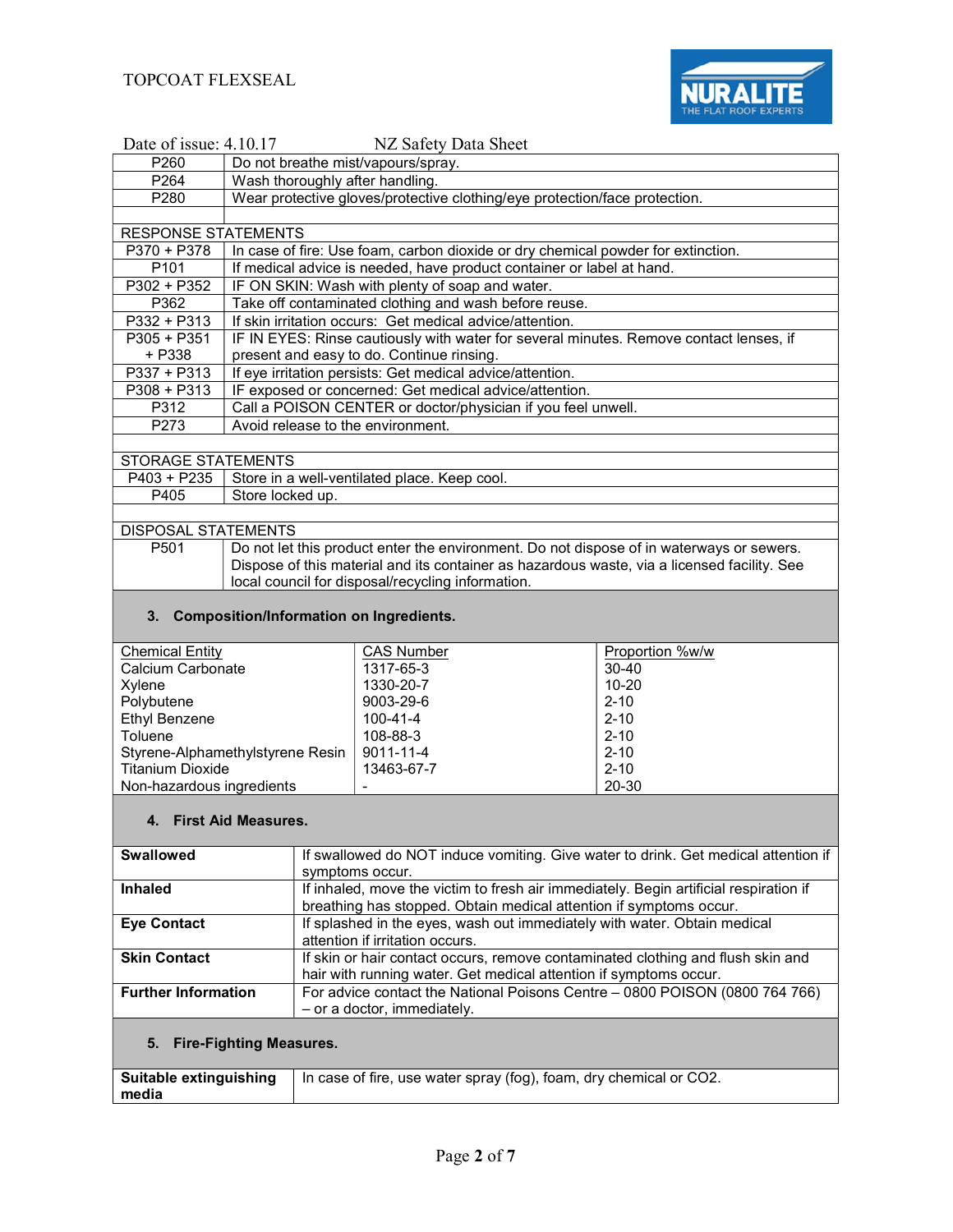| | |
|---|---|
| P260 | Do not breathe mist/vapours/spray. |
| P264 | Wash thoroughly after handling. |
| P280 | Wear protective gloves/protective clothing/eye protection/face protection. |
| | |
| RESPONSE STATEMENTS | |
| P370 + P378 | In case of fire: Use foam, carbon dioxide or dry chemical powder for extinction. |
| P101 | If medical advice is needed, have product container or label at hand. |
| P302 + P352 | IF ON SKIN: Wash with plenty of soap and water. |
| P362 | Take off contaminated clothing and wash before reuse. |
| P332 + P313 | If skin irritation occurs: Get medical advice/attention. |
| P305 + P351 + P338 | IF IN EYES: Rinse cautiously with water for several minutes. Remove contact lenses, if present and easy to do. Continue rinsing. |
| P337 + P313 | If eye irritation persists: Get medical advice/attention. |
| P308 + P313 | IF exposed or concerned: Get medical advice/attention. |
| P312 | Call a POISON CENTER or doctor/physician if you feel unwell. |
| P273 | Avoid release to the environment. |
| | |
| STORAGE STATEMENTS | |
| P403 + P235 | Store in a well-ventilated place. Keep cool. |
| P405 | Store locked up. |
| | |
| DISPOSAL STATEMENTS | |
| P501 | Do not let this product enter the environment. Do not dispose of in waterways or sewers. Dispose of this material and its container as hazardous waste, via a licensed facility. See local council for disposal/recycling information. |

## 3. Composition/Information on Ingredients.

| Chemical Entity | CAS Number | Proportion %w/w |
|---|---|---|
| Calcium Carbonate | 1317-65-3 | 30-40 |
| Xylene | 1330-20-7 | 10-20 |
| Polybutene | 9003-29-6 | 2-10 |
| Ethyl Benzene | 100-41-4 | 2-10 |
| Toluene | 108-88-3 | 2-10 |
| Styrene-Alphamethylstyrene Resin | 9011-11-4 | 2-10 |
| Titanium Dioxide | 13463-67-7 | 2-10 |
| Non-hazardous ingredients | - | 20-30 |

## 4. First Aid Measures.

| | |
|---|---|
| **Swallowed** | If swallowed do NOT induce vomiting. Give water to drink. Get medical attention if symptoms occur. |
| **Inhaled** | If inhaled, move the victim to fresh air immediately. Begin artificial respiration if breathing has stopped. Obtain medical attention if symptoms occur. |
| **Eye Contact** | If splashed in the eyes, wash out immediately with water. Obtain medical attention if irritation occurs. |
| **Skin Contact** | If skin or hair contact occurs, remove contaminated clothing and flush skin and hair with running water. Get medical attention if symptoms occur. |
| **Further Information** | For advice contact the National Poisons Centre – 0800 POISON (0800 764 766) – or a doctor, immediately. |

## 5. Fire-Fighting Measures.

| | |
|---|---|
| **Suitable extinguishing media** | In case of fire, use water spray (fog), foam, dry chemical or $CO_2$. |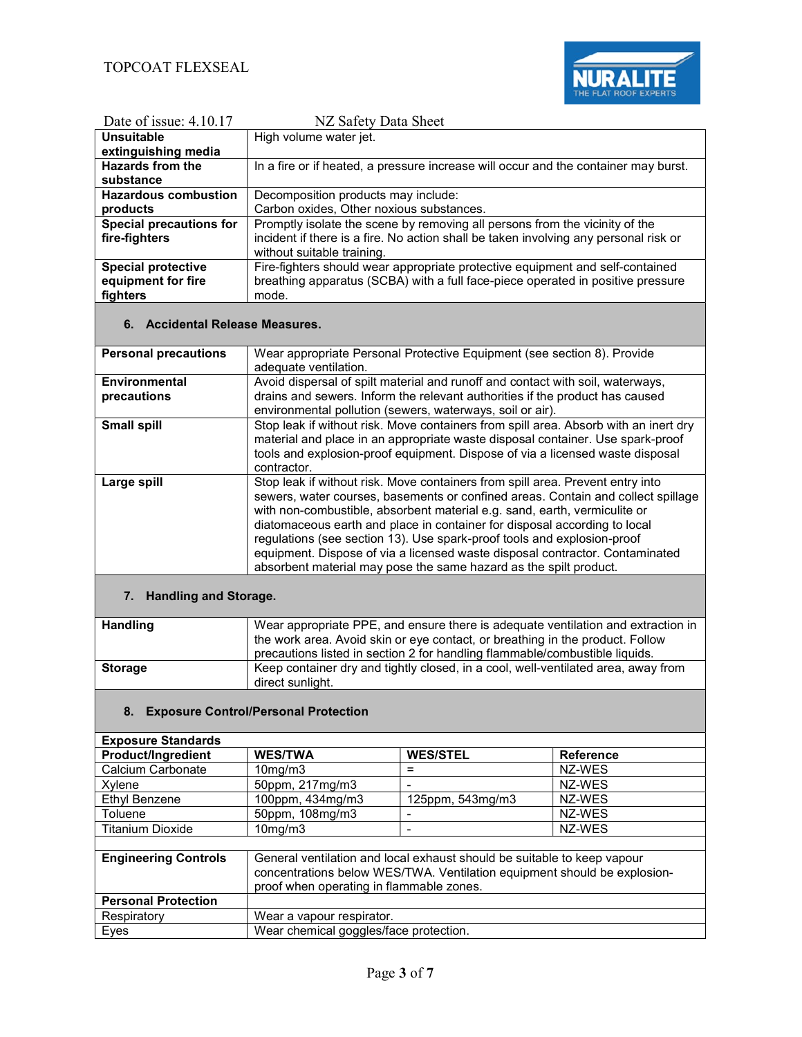| | |
|---|---|
| **Unsuitable extinguishing media** | High volume water jet. |
| **Hazards from the substance** | In a fire or if heated, a pressure increase will occur and the container may burst. |
| **Hazardous combustion products** | Decomposition products may include:<br>Carbon oxides, Other noxious substances. |
| **Special precautions for fire-fighters** | Promptly isolate the scene by removing all persons from the vicinity of the incident if there is a fire. No action shall be taken involving any personal risk or without suitable training. |
| **Special protective equipment for fire fighters** | Fire-fighters should wear appropriate protective equipment and self-contained breathing apparatus (SCBA) with a full face-piece operated in positive pressure mode. |

## 6. Accidental Release Measures.

| | |
|---|---|
| **Personal precautions** | Wear appropriate Personal Protective Equipment (see section 8). Provide adequate ventilation. |
| **Environmental precautions** | Avoid dispersal of spilt material and runoff and contact with soil, waterways, drains and sewers. Inform the relevant authorities if the product has caused environmental pollution (sewers, waterways, soil or air). |
| **Small spill** | Stop leak if without risk. Move containers from spill area. Absorb with an inert dry material and place in an appropriate waste disposal container. Use spark-proof tools and explosion-proof equipment. Dispose of via a licensed waste disposal contractor. |
| **Large spill** | Stop leak if without risk. Move containers from spill area. Prevent entry into sewers, water courses, basements or confined areas. Contain and collect spillage with non-combustible, absorbent material e.g. sand, earth, vermiculite or diatomaceous earth and place in container for disposal according to local regulations (see section 13). Use spark-proof tools and explosion-proof equipment. Dispose of via a licensed waste disposal contractor. Contaminated absorbent material may pose the same hazard as the spilt product. |

## 7. Handling and Storage.

| | |
|---|---|
| **Handling** | Wear appropriate PPE, and ensure there is adequate ventilation and extraction in the work area. Avoid skin or eye contact, or breathing in the product. Follow precautions listed in section 2 for handling flammable/combustible liquids. |
| **Storage** | Keep container dry and tightly closed, in a cool, well-ventilated area, away from direct sunlight. |

## 8. Exposure Control/Personal Protection

**Exposure Standards**

| Product/Ingredient | WES/TWA | WES/STEL | Reference |
|---|---|---|---|
| Calcium Carbonate | 10mg/m3 | = | NZ-WES |
| Xylene | 50ppm, 217mg/m3 | - | NZ-WES |
| Ethyl Benzene | 100ppm, 434mg/m3 | 125ppm, 543mg/m3 | NZ-WES |
| Toluene | 50ppm, 108mg/m3 | - | NZ-WES |
| Titanium Dioxide | 10mg/m3 | - | NZ-WES |

| | |
|---|---|
| **Engineering Controls** | General ventilation and local exhaust should be suitable to keep vapour concentrations below WES/TWA. Ventilation equipment should be explosion-proof when operating in flammable zones. |
| **Personal Protection** | |
| Respiratory | Wear a vapour respirator. |
| Eyes | Wear chemical goggles/face protection. |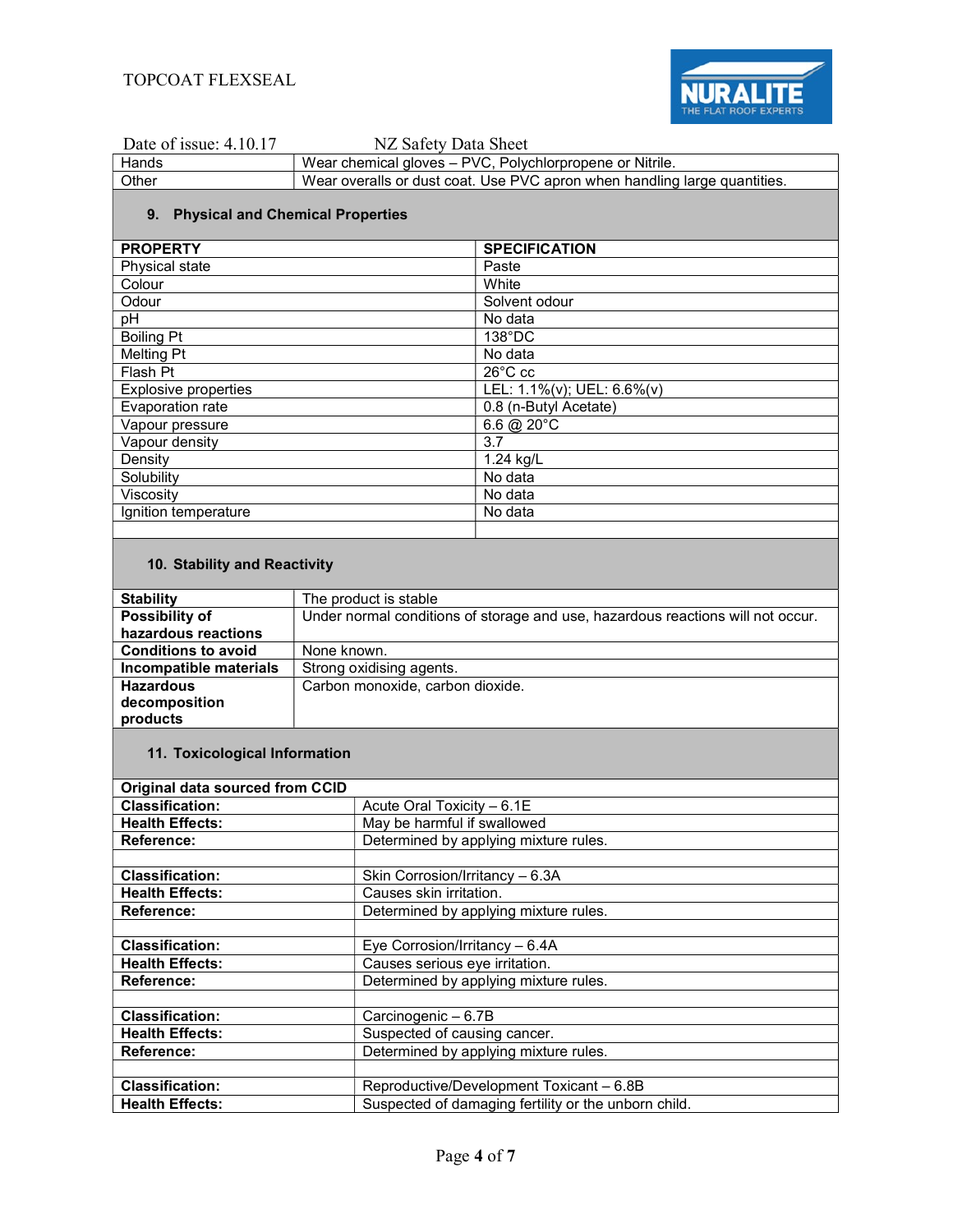Date of issue: 4.10.17 NZ Safety Data Sheet

| | |
|---|---|
| Hands | Wear chemical gloves – PVC, Polychlorpropene or Nitrile. |
| Other | Wear overalls or dust coat. Use PVC apron when handling large quantities. |

## 9. Physical and Chemical Properties

| PROPERTY | SPECIFICATION |
|---|---|
| Physical state | Paste |
| Colour | White |
| Odour | Solvent odour |
| pH | No data |
| Boiling Pt | 138°DC |
| Melting Pt | No data |
| Flash Pt | 26°C cc |
| Explosive properties | LEL: 1.1%(v); UEL: 6.6%(v) |
| Evaporation rate | 0.8 (n-Butyl Acetate) |
| Vapour pressure | 6.6 @ 20°C |
| Vapour density | 3.7 |
| Density | 1.24 kg/L |
| Solubility | No data |
| Viscosity | No data |
| Ignition temperature | No data |
| | |

## 10. Stability and Reactivity

| | |
|---|---|
| **Stability** | The product is stable |
| **Possibility of hazardous reactions** | Under normal conditions of storage and use, hazardous reactions will not occur. |
| **Conditions to avoid** | None known. |
| **Incompatible materials** | Strong oxidising agents. |
| **Hazardous decomposition products** | Carbon monoxide, carbon dioxide. |

## 11. Toxicological Information

| Original data sourced from CCID | |
|---|---|
| **Classification:** | Acute Oral Toxicity – 6.1E |
| **Health Effects:** | May be harmful if swallowed |
| **Reference:** | Determined by applying mixture rules. |
| | |
| **Classification:** | Skin Corrosion/Irritancy – 6.3A |
| **Health Effects:** | Causes skin irritation. |
| **Reference:** | Determined by applying mixture rules. |
| | |
| **Classification:** | Eye Corrosion/Irritancy – 6.4A |
| **Health Effects:** | Causes serious eye irritation. |
| **Reference:** | Determined by applying mixture rules. |
| | |
| **Classification:** | Carcinogenic – 6.7B |
| **Health Effects:** | Suspected of causing cancer. |
| **Reference:** | Determined by applying mixture rules. |
| | |
| **Classification:** | Reproductive/Development Toxicant – 6.8B |
| **Health Effects:** | Suspected of damaging fertility or the unborn child. |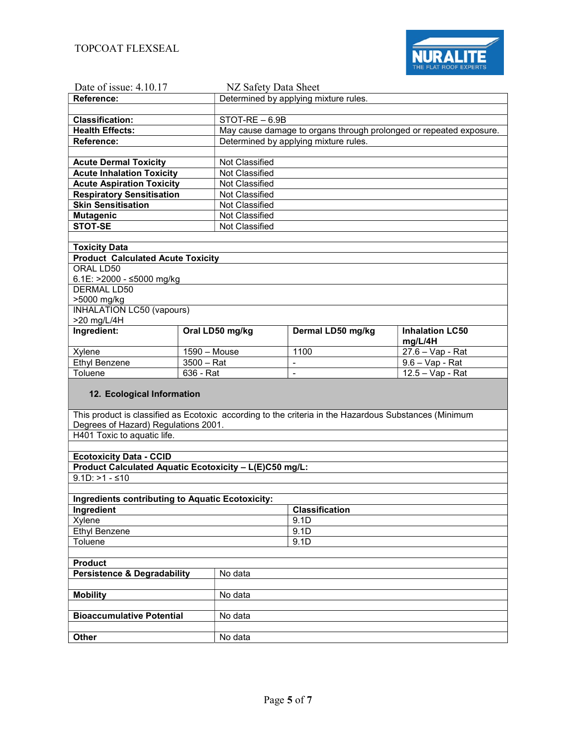| | |
|---|---|
| **Reference:** | Determined by applying mixture rules. |
| | |
| **Classification:** | STOT-RE – 6.9B |
| **Health Effects:** | May cause damage to organs through prolonged or repeated exposure. |
| **Reference:** | Determined by applying mixture rules. |
| | |
| **Acute Dermal Toxicity** | Not Classified |
| **Acute Inhalation Toxicity** | Not Classified |
| **Acute Aspiration Toxicity** | Not Classified |
| **Respiratory Sensitisation** | Not Classified |
| **Skin Sensitisation** | Not Classified |
| **Mutagenic** | Not Classified |
| **STOT-SE** | Not Classified |

**Toxicity Data**

**Product Calculated Acute Toxicity**

ORAL LD50
6.1E: >2000 - ≤5000 mg/kg

DERMAL LD50
>5000 mg/kg

INHALATION LC50 (vapours)
>20 mg/L/4H

| Ingredient: | Oral LD50 mg/kg | Dermal LD50 mg/kg | Inhalation LC50 mg/L/4H |
|---|---|---|---|
| Xylene | 1590 – Mouse | 1100 | 27.6 – Vap - Rat |
| Ethyl Benzene | 3500 – Rat | - | 9.6 – Vap - Rat |
| Toluene | 636 - Rat | - | 12.5 – Vap - Rat |

## 12. Ecological Information

This product is classified as Ecotoxic according to the criteria in the Hazardous Substances (Minimum Degrees of Hazard) Regulations 2001.

H401 Toxic to aquatic life.

**Ecotoxicity Data - CCID**

**Product Calculated Aquatic Ecotoxicity – L(E)C50 mg/L:**

9.1D: >1 - ≤10

**Ingredients contributing to Aquatic Ecotoxicity:**

| Ingredient | Classification |
|---|---|
| Xylene | 9.1D |
| Ethyl Benzene | 9.1D |
| Toluene | 9.1D |

**Product**

| | |
|---|---|
| **Persistence & Degradability** | No data |
| | |
| **Mobility** | No data |
| | |
| **Bioaccumulative Potential** | No data |
| | |
| **Other** | No data |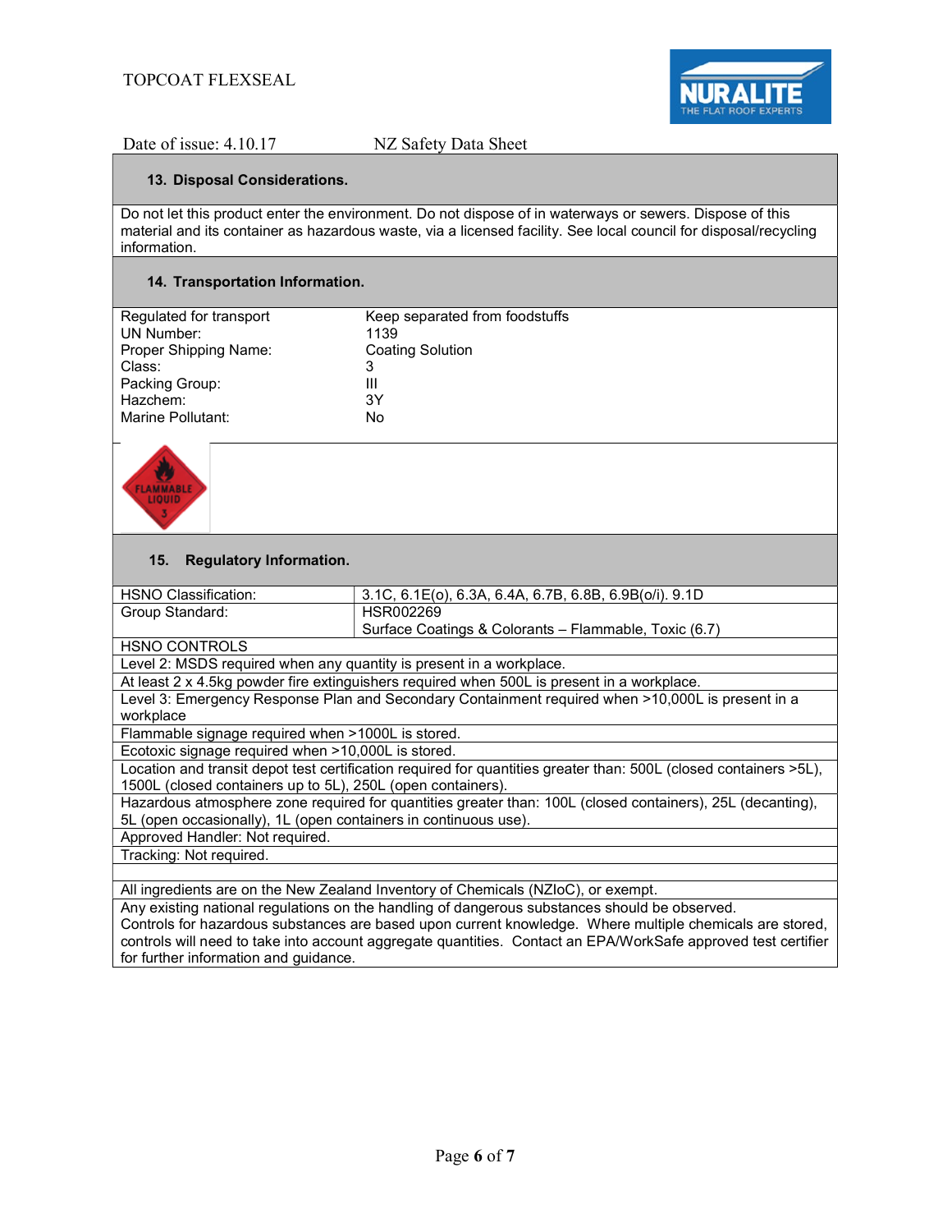## 13. Disposal Considerations.

Do not let this product enter the environment. Do not dispose of in waterways or sewers. Dispose of this material and its container as hazardous waste, via a licensed facility. See local council for disposal/recycling information.

## 14. Transportation Information.

| | |
|---|---|
| Regulated for transport | Keep separated from foodstuffs |
| UN Number: | 1139 |
| Proper Shipping Name: | Coating Solution |
| Class: | 3 |
| Packing Group: | III |
| Hazchem: | 3Y |
| Marine Pollutant: | No |

## 15. Regulatory Information.

| | |
|---|---|
| HSNO Classification: | 3.1C, 6.1E(o), 6.3A, 6.4A, 6.7B, 6.8B, 6.9B(o/i). 9.1D |
| Group Standard: | HSR002269<br>Surface Coatings & Colorants – Flammable, Toxic (6.7) |

HSNO CONTROLS

- Level 2: MSDS required when any quantity is present in a workplace.
- At least 2 x 4.5kg powder fire extinguishers required when 500L is present in a workplace.
- Level 3: Emergency Response Plan and Secondary Containment required when >10,000L is present in a workplace
- Flammable signage required when >1000L is stored.
- Ecotoxic signage required when >10,000L is stored.
- Location and transit depot test certification required for quantities greater than: 500L (closed containers >5L), 1500L (closed containers up to 5L), 250L (open containers).
- Hazardous atmosphere zone required for quantities greater than: 100L (closed containers), 25L (decanting), 5L (open occasionally), 1L (open containers in continuous use).
- Approved Handler: Not required.
- Tracking: Not required.

All ingredients are on the New Zealand Inventory of Chemicals (NZIoC), or exempt.

Any existing national regulations on the handling of dangerous substances should be observed. Controls for hazardous substances are based upon current knowledge. Where multiple chemicals are stored, controls will need to take into account aggregate quantities. Contact an EPA/WorkSafe approved test certifier for further information and guidance.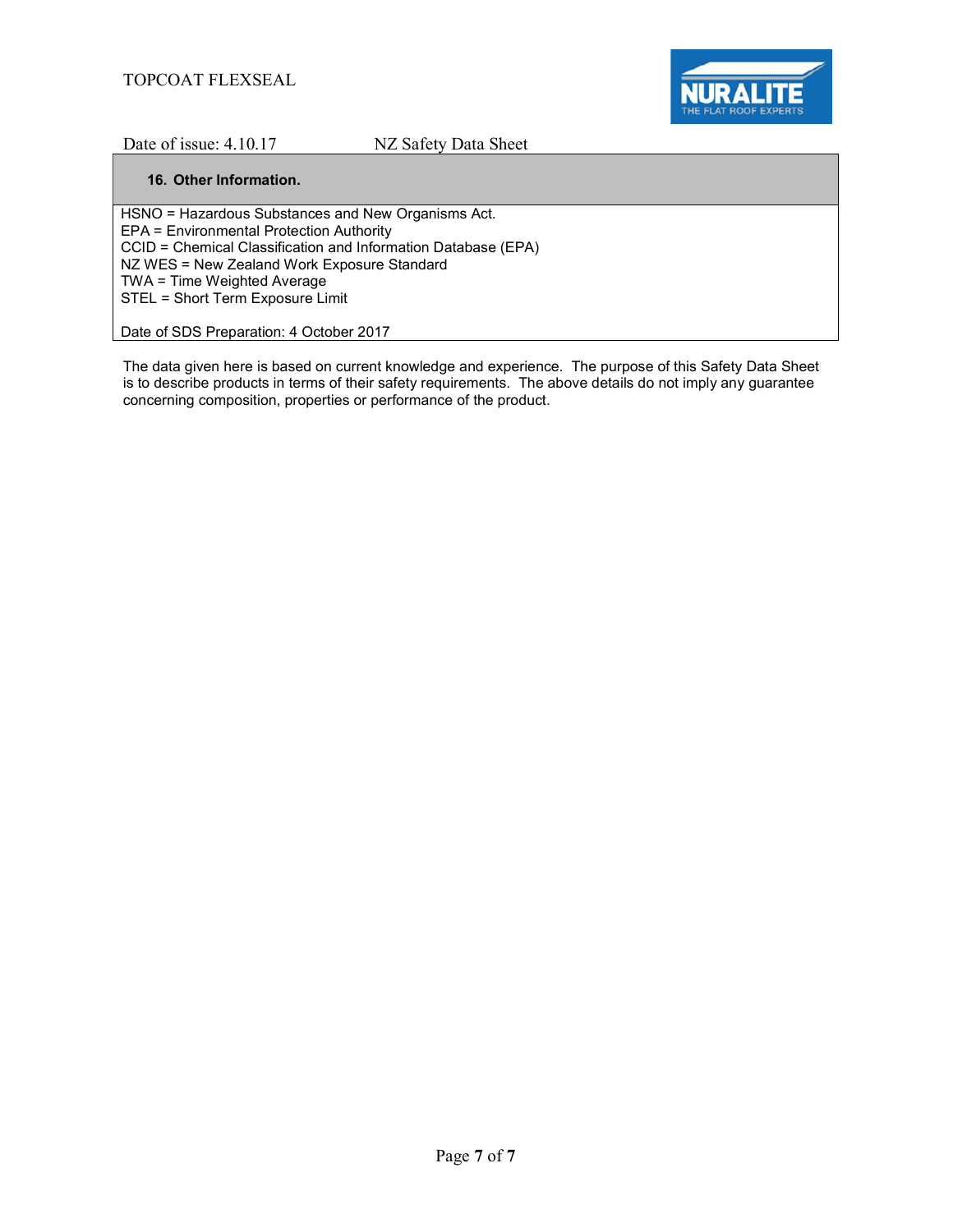## 16. Other Information.

HSNO = Hazardous Substances and New Organisms Act.
EPA = Environmental Protection Authority
CCID = Chemical Classification and Information Database (EPA)
NZ WES = New Zealand Work Exposure Standard
TWA = Time Weighted Average
STEL = Short Term Exposure Limit

Date of SDS Preparation: 4 October 2017

The data given here is based on current knowledge and experience. The purpose of this Safety Data Sheet is to describe products in terms of their safety requirements. The above details do not imply any guarantee concerning composition, properties or performance of the product.